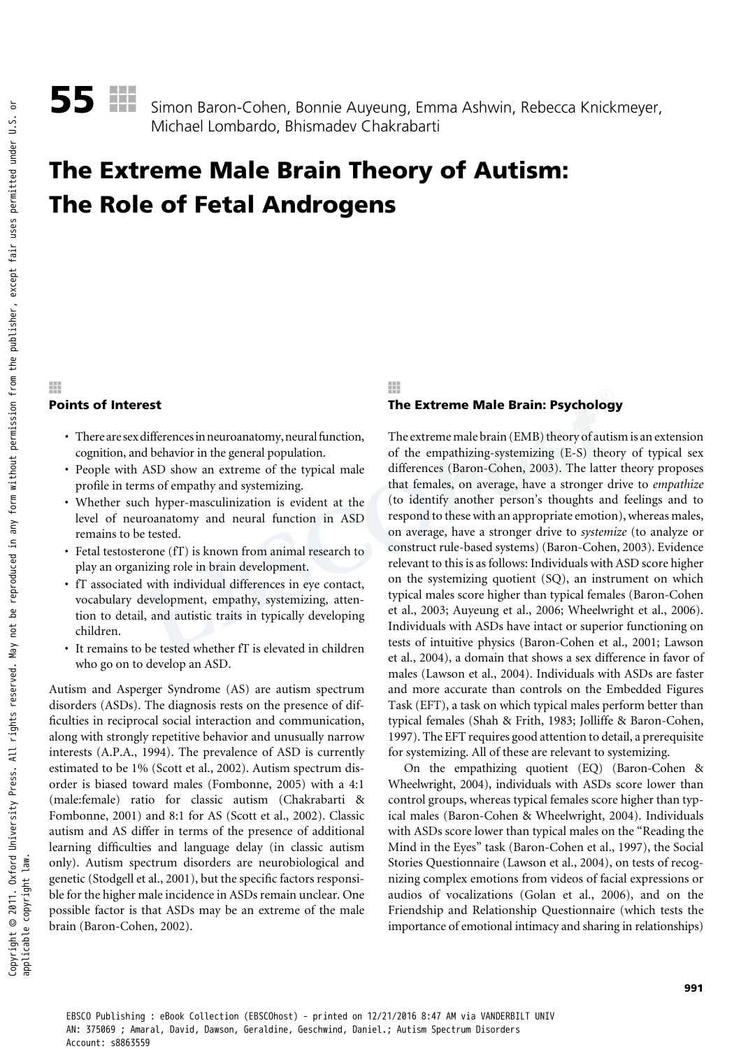# 55 The Extreme Male Brain Theory of Autism: The Role of Fetal Androgens

Simon Baron-Cohen, Bonnie Auyeung, Emma Ashwin, Rebecca Knickmeyer, Michael Lombardo, Bhismadev Chakrabarti

## Points of Interest

- There are sex differences in neuroanatomy, neural function, cognition, and behavior in the general population.
- People with ASD show an extreme of the typical male profile in terms of empathy and systemizing.
- Whether such hyper-masculinization is evident at the level of neuroanatomy and neural function in ASD remains to be tested.
- Fetal testosterone (fT) is known from animal research to play an organizing role in brain development.
- fT associated with individual differences in eye contact, vocabulary development, empathy, systemizing, attention to detail, and autistic traits in typically developing children.
- It remains to be tested whether fT is elevated in children who go on to develop an ASD.

Autism and Asperger Syndrome (AS) are autism spectrum disorders (ASDs). The diagnosis rests on the presence of difficulties in reciprocal social interaction and communication, along with strongly repetitive behavior and unusually narrow interests (A.P.A., 1994). The prevalence of ASD is currently estimated to be 1% (Scott et al., 2002). Autism spectrum disorder is biased toward males (Fombonne, 2005) with a 4:1 (male:female) ratio for classic autism (Chakrabarti & Fombonne, 2001) and 8:1 for AS (Scott et al., 2002). Classic autism and AS differ in terms of the presence of additional learning difficulties and language delay (in classic autism only). Autism spectrum disorders are neurobiological and genetic (Stodgell et al., 2001), but the specific factors responsible for the higher male incidence in ASDs remain unclear. One possible factor is that ASDs may be an extreme of the male brain (Baron-Cohen, 2002).

## The Extreme Male Brain: Psychology

The extreme male brain (EMB) theory of autism is an extension of the empathizing-systemizing (E-S) theory of typical sex differences (Baron-Cohen, 2003). The latter theory proposes that females, on average, have a stronger drive to *empathize* (to identify another person's thoughts and feelings and to respond to these with an appropriate emotion), whereas males, on average, have a stronger drive to *systemize* (to analyze or construct rule-based systems) (Baron-Cohen, 2003). Evidence relevant to this is as follows: Individuals with ASD score higher on the systemizing quotient (SQ), an instrument on which typical males score higher than typical females (Baron-Cohen et al., 2003; Auyeung et al., 2006; Wheelwright et al., 2006). Individuals with ASDs have intact or superior functioning on tests of intuitive physics (Baron-Cohen et al., 2001; Lawson et al., 2004), a domain that shows a sex difference in favor of males (Lawson et al., 2004). Individuals with ASDs are faster and more accurate than controls on the Embedded Figures Task (EFT), a task on which typical males perform better than typical females (Shah & Frith, 1983; Jolliffe & Baron-Cohen, 1997). The EFT requires good attention to detail, a prerequisite for systemizing. All of these are relevant to systemizing.

On the empathizing quotient (EQ) (Baron-Cohen & Wheelwright, 2004), individuals with ASDs score lower than control groups, whereas typical females score higher than typical males (Baron-Cohen & Wheelwright, 2004). Individuals with ASDs score lower than typical males on the "Reading the Mind in the Eyes" task (Baron-Cohen et al., 1997), the Social Stories Questionnaire (Lawson et al., 2004), on tests of recognizing complex emotions from videos of facial expressions or audios of vocalizations (Golan et al., 2006), and on the Friendship and Relationship Questionnaire (which tests the importance of emotional intimacy and sharing in relationships)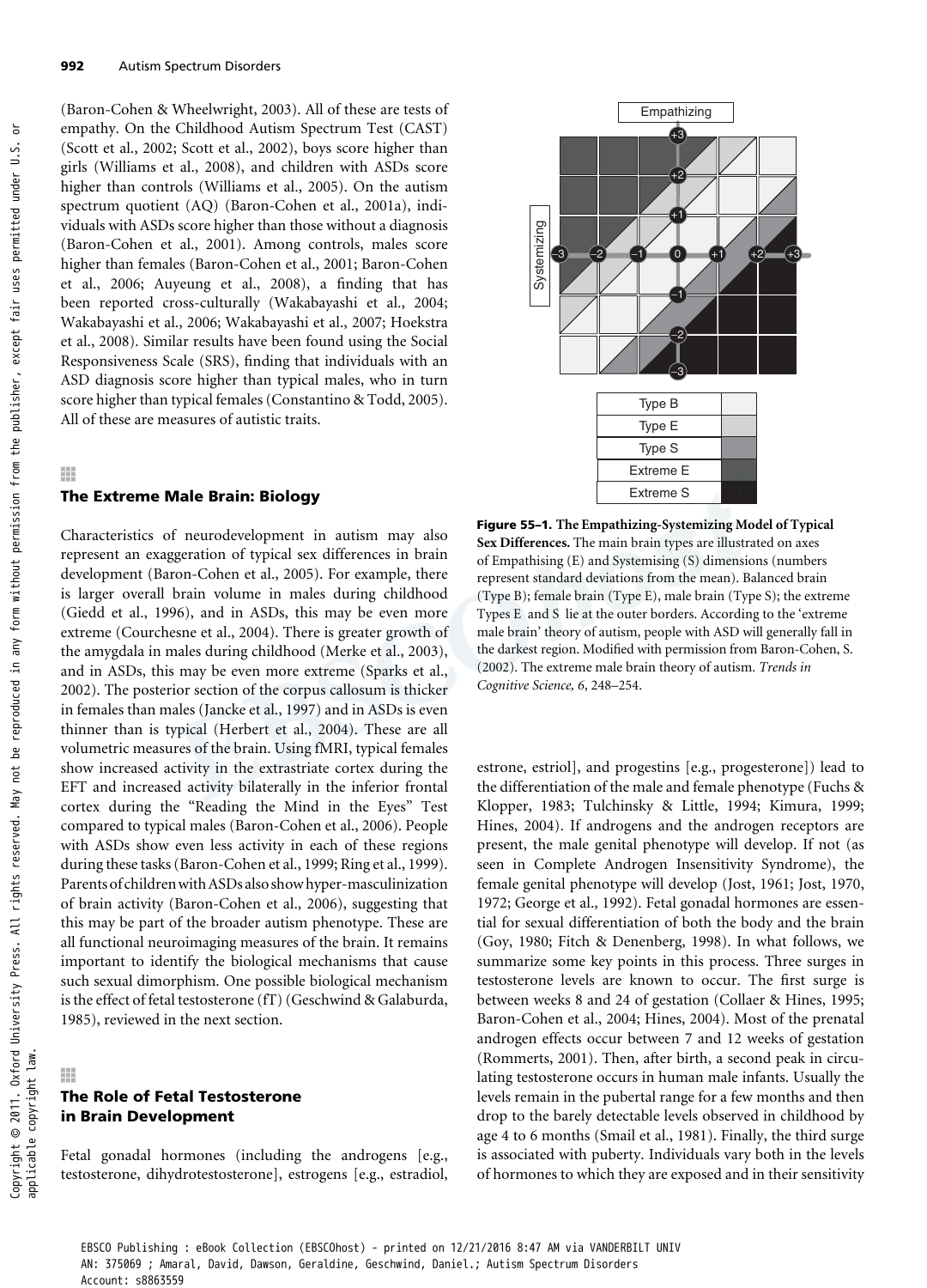(Baron-Cohen & Wheelwright, 2003). All of these are tests of empathy. On the Childhood Autism Spectrum Test (CAST) (Scott et al., 2002; Scott et al., 2002), boys score higher than girls (Williams et al., 2008), and children with ASDs score higher than controls (Williams et al., 2005). On the autism spectrum quotient (AQ) (Baron-Cohen et al., 2001a), individuals with ASDs score higher than those without a diagnosis (Baron-Cohen et al., 2001). Among controls, males score higher than females (Baron-Cohen et al., 2001; Baron-Cohen et al., 2006; Auyeung et al., 2008), a finding that has been reported cross-culturally (Wakabayashi et al., 2004; Wakabayashi et al., 2006; Wakabayashi et al., 2007; Hoekstra et al., 2008). Similar results have been found using the Social Responsiveness Scale (SRS), finding that individuals with an ASD diagnosis score higher than typical males, who in turn score higher than typical females (Constantino & Todd, 2005). All of these are measures of autistic traits.

## The Extreme Male Brain: Biology

Characteristics of neurodevelopment in autism may also represent an exaggeration of typical sex differences in brain development (Baron-Cohen et al., 2005). For example, there is larger overall brain volume in males during childhood (Giedd et al., 1996), and in ASDs, this may be even more extreme (Courchesne et al., 2004). There is greater growth of the amygdala in males during childhood (Merke et al., 2003), and in ASDs, this may be even more extreme (Sparks et al., 2002). The posterior section of the corpus callosum is thicker in females than males (Jancke et al., 1997) and in ASDs is even thinner than is typical (Herbert et al., 2004). These are all volumetric measures of the brain. Using fMRI, typical females show increased activity in the extrastriate cortex during the EFT and increased activity bilaterally in the inferior frontal cortex during the "Reading the Mind in the Eyes" Test compared to typical males (Baron-Cohen et al., 2006). People with ASDs show even less activity in each of these regions during these tasks (Baron-Cohen et al., 1999; Ring et al., 1999). Parents of children with ASDs also show hyper-masculinization of brain activity (Baron-Cohen et al., 2006), suggesting that this may be part of the broader autism phenotype. These are all functional neuroimaging measures of the brain. It remains important to identify the biological mechanisms that cause such sexual dimorphism. One possible biological mechanism is the effect of fetal testosterone (fT) (Geschwind & Galaburda, 1985), reviewed in the next section.

## The Role of Fetal Testosterone in Brain Development

Fetal gonadal hormones (including the androgens [e.g., testosterone, dihydrotestosterone], estrogens [e.g., estradiol, estrone, estriol], and progestins [e.g., progesterone]) lead to the differentiation of the male and female phenotype (Fuchs & Klopper, 1983; Tulchinsky & Little, 1994; Kimura, 1999; Hines, 2004). If androgens and the androgen receptors are present, the male genital phenotype will develop. If not (as seen in Complete Androgen Insensitivity Syndrome), the female genital phenotype will develop (Jost, 1961; Jost, 1970, 1972; George et al., 1992). Fetal gonadal hormones are essential for sexual differentiation of both the body and the brain (Goy, 1980; Fitch & Denenberg, 1998). In what follows, we summarize some key points in this process. Three surges in testosterone levels are known to occur. The first surge is between weeks 8 and 24 of gestation (Collaer & Hines, 1995; Baron-Cohen et al., 2004; Hines, 2004). Most of the prenatal androgen effects occur between 7 and 12 weeks of gestation (Rommerts, 2001). Then, after birth, a second peak in circulating testosterone occurs in human male infants. Usually the levels remain in the pubertal range for a few months and then drop to the barely detectable levels observed in childhood by age 4 to 6 months (Smail et al., 1981). Finally, the third surge is associated with puberty. Individuals vary both in the levels of hormones to which they are exposed and in their sensitivity

| Type B |
|---|
| Type E |
| Type S |
| Extreme E |
| Extreme S |

**Figure 55–1. The Empathizing-Systemizing Model of Typical Sex Differences.** The main brain types are illustrated on axes of Empathising (E) and Systemising (S) dimensions (numbers represent standard deviations from the mean). Balanced brain (Type B); female brain (Type E), male brain (Type S); the extreme Types E and S lie at the outer borders. According to the 'extreme male brain' theory of autism, people with ASD will generally fall in the darkest region. Modified with permission from Baron-Cohen, S. (2002). The extreme male brain theory of autism. *Trends in Cognitive Science, 6*, 248–254.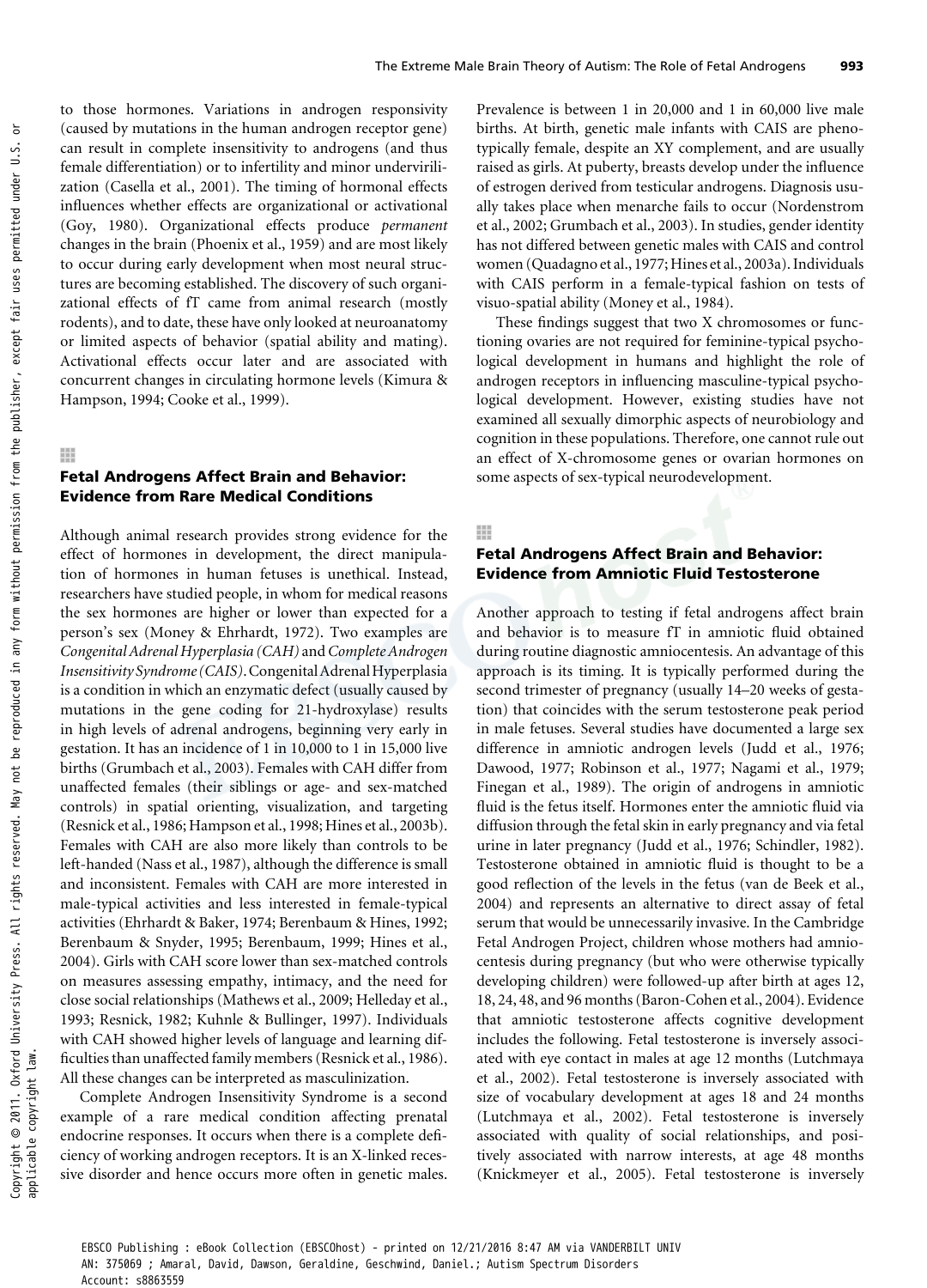to those hormones. Variations in androgen responsivity (caused by mutations in the human androgen receptor gene) can result in complete insensitivity to androgens (and thus female differentiation) or to infertility and minor undervirilization (Casella et al., 2001). The timing of hormonal effects influences whether effects are organizational or activational (Goy, 1980). Organizational effects produce *permanent* changes in the brain (Phoenix et al., 1959) and are most likely to occur during early development when most neural structures are becoming established. The discovery of such organizational effects of fT came from animal research (mostly rodents), and to date, these have only looked at neuroanatomy or limited aspects of behavior (spatial ability and mating). Activational effects occur later and are associated with concurrent changes in circulating hormone levels (Kimura & Hampson, 1994; Cooke et al., 1999).

## Fetal Androgens Affect Brain and Behavior: Evidence from Rare Medical Conditions

Although animal research provides strong evidence for the effect of hormones in development, the direct manipulation of hormones in human fetuses is unethical. Instead, researchers have studied people, in whom for medical reasons the sex hormones are higher or lower than expected for a person's sex (Money & Ehrhardt, 1972). Two examples are *Congenital Adrenal Hyperplasia (CAH)* and *Complete Androgen Insensitivity Syndrome (CAIS)*. Congenital Adrenal Hyperplasia is a condition in which an enzymatic defect (usually caused by mutations in the gene coding for 21-hydroxylase) results in high levels of adrenal androgens, beginning very early in gestation. It has an incidence of 1 in 10,000 to 1 in 15,000 live births (Grumbach et al., 2003). Females with CAH differ from unaffected females (their siblings or age- and sex-matched controls) in spatial orienting, visualization, and targeting (Resnick et al., 1986; Hampson et al., 1998; Hines et al., 2003b). Females with CAH are also more likely than controls to be left-handed (Nass et al., 1987), although the difference is small and inconsistent. Females with CAH are more interested in male-typical activities and less interested in female-typical activities (Ehrhardt & Baker, 1974; Berenbaum & Hines, 1992; Berenbaum & Snyder, 1995; Berenbaum, 1999; Hines et al., 2004). Girls with CAH score lower than sex-matched controls on measures assessing empathy, intimacy, and the need for close social relationships (Mathews et al., 2009; Helleday et al., 1993; Resnick, 1982; Kuhnle & Bullinger, 1997). Individuals with CAH showed higher levels of language and learning difficulties than unaffected family members (Resnick et al., 1986). All these changes can be interpreted as masculinization.

Complete Androgen Insensitivity Syndrome is a second example of a rare medical condition affecting prenatal endocrine responses. It occurs when there is a complete deficiency of working androgen receptors. It is an X-linked recessive disorder and hence occurs more often in genetic males. Prevalence is between 1 in 20,000 and 1 in 60,000 live male births. At birth, genetic male infants with CAIS are phenotypically female, despite an XY complement, and are usually raised as girls. At puberty, breasts develop under the influence of estrogen derived from testicular androgens. Diagnosis usually takes place when menarche fails to occur (Nordenstrom et al., 2002; Grumbach et al., 2003). In studies, gender identity has not differed between genetic males with CAIS and control women (Quadagno et al., 1977; Hines et al., 2003a). Individuals with CAIS perform in a female-typical fashion on tests of visuo-spatial ability (Money et al., 1984).

These findings suggest that two X chromosomes or functioning ovaries are not required for feminine-typical psychological development in humans and highlight the role of androgen receptors in influencing masculine-typical psychological development. However, existing studies have not examined all sexually dimorphic aspects of neurobiology and cognition in these populations. Therefore, one cannot rule out an effect of X-chromosome genes or ovarian hormones on some aspects of sex-typical neurodevelopment.

## Fetal Androgens Affect Brain and Behavior: Evidence from Amniotic Fluid Testosterone

Another approach to testing if fetal androgens affect brain and behavior is to measure fT in amniotic fluid obtained during routine diagnostic amniocentesis. An advantage of this approach is its timing. It is typically performed during the second trimester of pregnancy (usually 14–20 weeks of gestation) that coincides with the serum testosterone peak period in male fetuses. Several studies have documented a large sex difference in amniotic androgen levels (Judd et al., 1976; Dawood, 1977; Robinson et al., 1977; Nagami et al., 1979; Finegan et al., 1989). The origin of androgens in amniotic fluid is the fetus itself. Hormones enter the amniotic fluid via diffusion through the fetal skin in early pregnancy and via fetal urine in later pregnancy (Judd et al., 1976; Schindler, 1982). Testosterone obtained in amniotic fluid is thought to be a good reflection of the levels in the fetus (van de Beek et al., 2004) and represents an alternative to direct assay of fetal serum that would be unnecessarily invasive. In the Cambridge Fetal Androgen Project, children whose mothers had amniocentesis during pregnancy (but who were otherwise typically developing children) were followed-up after birth at ages 12, 18, 24, 48, and 96 months (Baron-Cohen et al., 2004). Evidence that amniotic testosterone affects cognitive development includes the following. Fetal testosterone is inversely associated with eye contact in males at age 12 months (Lutchmaya et al., 2002). Fetal testosterone is inversely associated with size of vocabulary development at ages 18 and 24 months (Lutchmaya et al., 2002). Fetal testosterone is inversely associated with quality of social relationships, and positively associated with narrow interests, at age 48 months (Knickmeyer et al., 2005). Fetal testosterone is inversely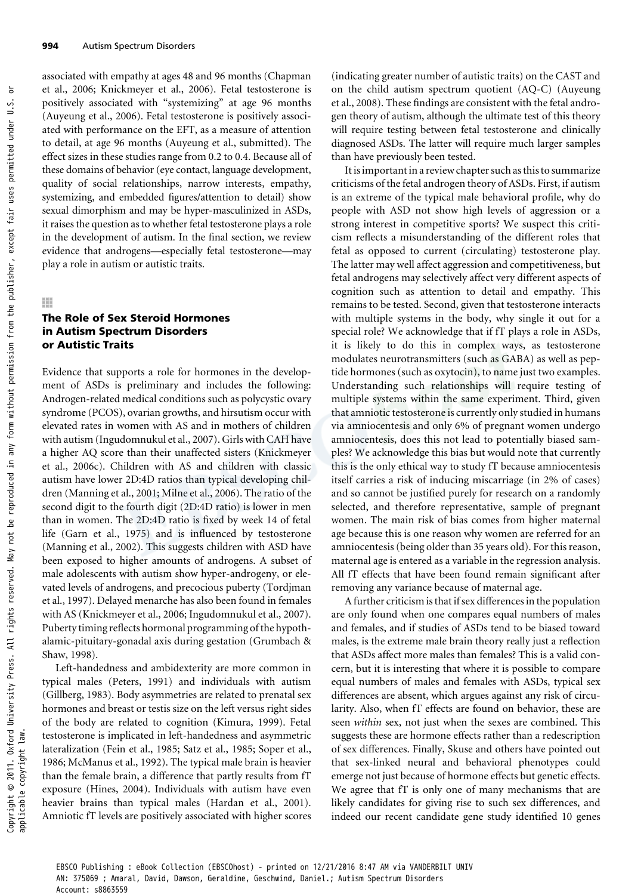associated with empathy at ages 48 and 96 months (Chapman et al., 2006; Knickmeyer et al., 2006). Fetal testosterone is positively associated with "systemizing" at age 96 months (Auyeung et al., 2006). Fetal testosterone is positively associated with performance on the EFT, as a measure of attention to detail, at age 96 months (Auyeung et al., submitted). The effect sizes in these studies range from 0.2 to 0.4. Because all of these domains of behavior (eye contact, language development, quality of social relationships, narrow interests, empathy, systemizing, and embedded figures/attention to detail) show sexual dimorphism and may be hyper-masculinized in ASDs, it raises the question as to whether fetal testosterone plays a role in the development of autism. In the final section, we review evidence that androgens—especially fetal testosterone—may play a role in autism or autistic traits.

## The Role of Sex Steroid Hormones in Autism Spectrum Disorders or Autistic Traits

Evidence that supports a role for hormones in the development of ASDs is preliminary and includes the following: Androgen-related medical conditions such as polycystic ovary syndrome (PCOS), ovarian growths, and hirsutism occur with elevated rates in women with AS and in mothers of children with autism (Ingudomnukul et al., 2007). Girls with CAH have a higher AQ score than their unaffected sisters (Knickmeyer et al., 2006c). Children with AS and children with classic autism have lower 2D:4D ratios than typical developing children (Manning et al., 2001; Milne et al., 2006). The ratio of the second digit to the fourth digit (2D:4D ratio) is lower in men than in women. The 2D:4D ratio is fixed by week 14 of fetal life (Garn et al., 1975) and is influenced by testosterone (Manning et al., 2002). This suggests children with ASD have been exposed to higher amounts of androgens. A subset of male adolescents with autism show hyper-androgeny, or elevated levels of androgens, and precocious puberty (Tordjman et al., 1997). Delayed menarche has also been found in females with AS (Knickmeyer et al., 2006; Ingudomnukul et al., 2007). Puberty timing reflects hormonal programming of the hypothalamic-pituitary-gonadal axis during gestation (Grumbach & Shaw, 1998).

Left-handedness and ambidexterity are more common in typical males (Peters, 1991) and individuals with autism (Gillberg, 1983). Body asymmetries are related to prenatal sex hormones and breast or testis size on the left versus right sides of the body are related to cognition (Kimura, 1999). Fetal testosterone is implicated in left-handedness and asymmetric lateralization (Fein et al., 1985; Satz et al., 1985; Soper et al., 1986; McManus et al., 1992). The typical male brain is heavier than the female brain, a difference that partly results from fT exposure (Hines, 2004). Individuals with autism have even heavier brains than typical males (Hardan et al., 2001). Amniotic fT levels are positively associated with higher scores (indicating greater number of autistic traits) on the CAST and on the child autism spectrum quotient (AQ-C) (Auyeung et al., 2008). These findings are consistent with the fetal androgen theory of autism, although the ultimate test of this theory will require testing between fetal testosterone and clinically diagnosed ASDs. The latter will require much larger samples than have previously been tested.

It is important in a review chapter such as this to summarize criticisms of the fetal androgen theory of ASDs. First, if autism is an extreme of the typical male behavioral profile, why do people with ASD not show high levels of aggression or a strong interest in competitive sports? We suspect this criticism reflects a misunderstanding of the different roles that fetal as opposed to current (circulating) testosterone play. The latter may well affect aggression and competitiveness, but fetal androgens may selectively affect very different aspects of cognition such as attention to detail and empathy. This remains to be tested. Second, given that testosterone interacts with multiple systems in the body, why single it out for a special role? We acknowledge that if fT plays a role in ASDs, it is likely to do this in complex ways, as testosterone modulates neurotransmitters (such as GABA) as well as peptide hormones (such as oxytocin), to name just two examples. Understanding such relationships will require testing of multiple systems within the same experiment. Third, given that amniotic testosterone is currently only studied in humans via amniocentesis and only 6% of pregnant women undergo amniocentesis, does this not lead to potentially biased samples? We acknowledge this bias but would note that currently this is the only ethical way to study fT because amniocentesis itself carries a risk of inducing miscarriage (in 2% of cases) and so cannot be justified purely for research on a randomly selected, and therefore representative, sample of pregnant women. The main risk of bias comes from higher maternal age because this is one reason why women are referred for an amniocentesis (being older than 35 years old). For this reason, maternal age is entered as a variable in the regression analysis. All fT effects that have been found remain significant after removing any variance because of maternal age.

A further criticism is that if sex differences in the population are only found when one compares equal numbers of males and females, and if studies of ASDs tend to be biased toward males, is the extreme male brain theory really just a reflection that ASDs affect more males than females? This is a valid concern, but it is interesting that where it is possible to compare equal numbers of males and females with ASDs, typical sex differences are absent, which argues against any risk of circularity. Also, when fT effects are found on behavior, these are seen *within* sex, not just when the sexes are combined. This suggests these are hormone effects rather than a redescription of sex differences. Finally, Skuse and others have pointed out that sex-linked neural and behavioral phenotypes could emerge not just because of hormone effects but genetic effects. We agree that fT is only one of many mechanisms that are likely candidates for giving rise to such sex differences, and indeed our recent candidate gene study identified 10 genes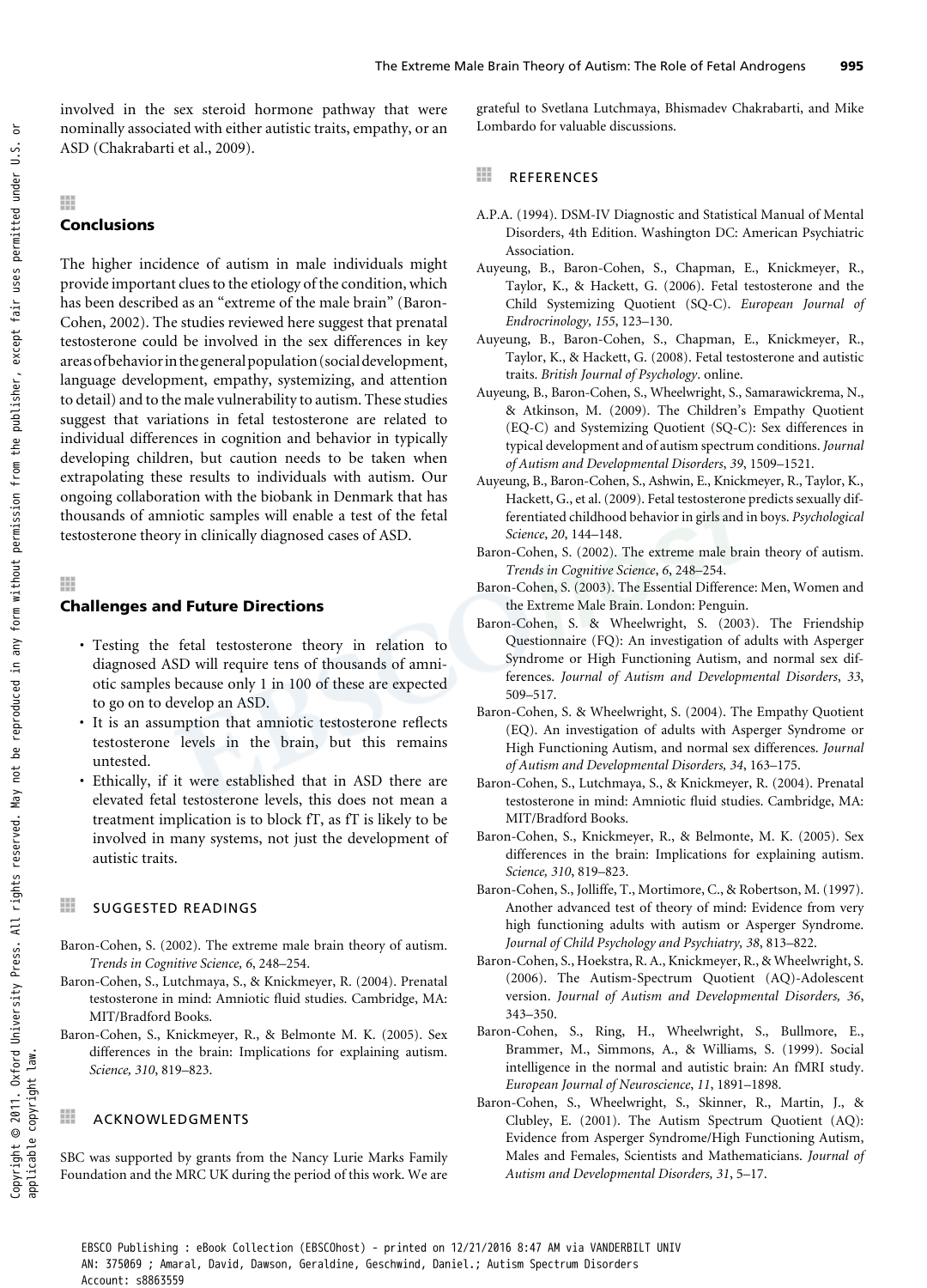involved in the sex steroid hormone pathway that were nominally associated with either autistic traits, empathy, or an ASD (Chakrabarti et al., 2009).

## Conclusions

The higher incidence of autism in male individuals might provide important clues to the etiology of the condition, which has been described as an "extreme of the male brain" (Baron-Cohen, 2002). The studies reviewed here suggest that prenatal testosterone could be involved in the sex differences in key areas of behavior in the general population (social development, language development, empathy, systemizing, and attention to detail) and to the male vulnerability to autism. These studies suggest that variations in fetal testosterone are related to individual differences in cognition and behavior in typically developing children, but caution needs to be taken when extrapolating these results to individuals with autism. Our ongoing collaboration with the biobank in Denmark that has thousands of amniotic samples will enable a test of the fetal testosterone theory in clinically diagnosed cases of ASD.

## Challenges and Future Directions

- Testing the fetal testosterone theory in relation to diagnosed ASD will require tens of thousands of amniotic samples because only 1 in 100 of these are expected to go on to develop an ASD.
- It is an assumption that amniotic testosterone reflects testosterone levels in the brain, but this remains untested.
- Ethically, if it were established that in ASD there are elevated fetal testosterone levels, this does not mean a treatment implication is to block fT, as fT is likely to be involved in many systems, not just the development of autistic traits.

## SUGGESTED READINGS

Baron-Cohen, S. (2002). The extreme male brain theory of autism. *Trends in Cognitive Science, 6*, 248–254.

Baron-Cohen, S., Lutchmaya, S., & Knickmeyer, R. (2004). Prenatal testosterone in mind: Amniotic fluid studies. Cambridge, MA: MIT/Bradford Books.

Baron-Cohen, S., Knickmeyer, R., & Belmonte M. K. (2005). Sex differences in the brain: Implications for explaining autism. *Science, 310*, 819–823.

## ACKNOWLEDGMENTS

SBC was supported by grants from the Nancy Lurie Marks Family Foundation and the MRC UK during the period of this work. We are grateful to Svetlana Lutchmaya, Bhismadev Chakrabarti, and Mike Lombardo for valuable discussions.

## REFERENCES

A.P.A. (1994). DSM-IV Diagnostic and Statistical Manual of Mental Disorders, 4th Edition. Washington DC: American Psychiatric Association.

Auyeung, B., Baron-Cohen, S., Chapman, E., Knickmeyer, R., Taylor, K., & Hackett, G. (2006). Fetal testosterone and the Child Systemizing Quotient (SQ-C). *European Journal of Endrocrinology, 155*, 123–130.

Auyeung, B., Baron-Cohen, S., Chapman, E., Knickmeyer, R., Taylor, K., & Hackett, G. (2008). Fetal testosterone and autistic traits. *British Journal of Psychology*. online.

Auyeung, B., Baron-Cohen, S., Wheelwright, S., Samarawickrema, N., & Atkinson, M. (2009). The Children's Empathy Quotient (EQ-C) and Systemizing Quotient (SQ-C): Sex differences in typical development and of autism spectrum conditions. *Journal of Autism and Developmental Disorders, 39*, 1509–1521.

Auyeung, B., Baron-Cohen, S., Ashwin, E., Knickmeyer, R., Taylor, K., Hackett, G., et al. (2009). Fetal testosterone predicts sexually differentiated childhood behavior in girls and in boys. *Psychological Science, 20*, 144–148.

Baron-Cohen, S. (2002). The extreme male brain theory of autism. *Trends in Cognitive Science, 6*, 248–254.

Baron-Cohen, S. (2003). The Essential Difference: Men, Women and the Extreme Male Brain. London: Penguin.

Baron-Cohen, S. & Wheelwright, S. (2003). The Friendship Questionnaire (FQ): An investigation of adults with Asperger Syndrome or High Functioning Autism, and normal sex differences. *Journal of Autism and Developmental Disorders, 33*, 509–517.

Baron-Cohen, S. & Wheelwright, S. (2004). The Empathy Quotient (EQ). An investigation of adults with Asperger Syndrome or High Functioning Autism, and normal sex differences. *Journal of Autism and Developmental Disorders, 34*, 163–175.

Baron-Cohen, S., Lutchmaya, S., & Knickmeyer, R. (2004). Prenatal testosterone in mind: Amniotic fluid studies. Cambridge, MA: MIT/Bradford Books.

Baron-Cohen, S., Knickmeyer, R., & Belmonte, M. K. (2005). Sex differences in the brain: Implications for explaining autism. *Science, 310*, 819–823.

Baron-Cohen, S., Jolliffe, T., Mortimore, C., & Robertson, M. (1997). Another advanced test of theory of mind: Evidence from very high functioning adults with autism or Asperger Syndrome. *Journal of Child Psychology and Psychiatry, 38*, 813–822.

Baron-Cohen, S., Hoekstra, R. A., Knickmeyer, R., & Wheelwright, S. (2006). The Autism-Spectrum Quotient (AQ)-Adolescent version. *Journal of Autism and Developmental Disorders, 36*, 343–350.

Baron-Cohen, S., Ring, H., Wheelwright, S., Bullmore, E., Brammer, M., Simmons, A., & Williams, S. (1999). Social intelligence in the normal and autistic brain: An fMRI study. *European Journal of Neuroscience, 11*, 1891–1898.

Baron-Cohen, S., Wheelwright, S., Skinner, R., Martin, J., & Clubley, E. (2001). The Autism Spectrum Quotient (AQ): Evidence from Asperger Syndrome/High Functioning Autism, Males and Females, Scientists and Mathematicians. *Journal of Autism and Developmental Disorders, 31*, 5–17.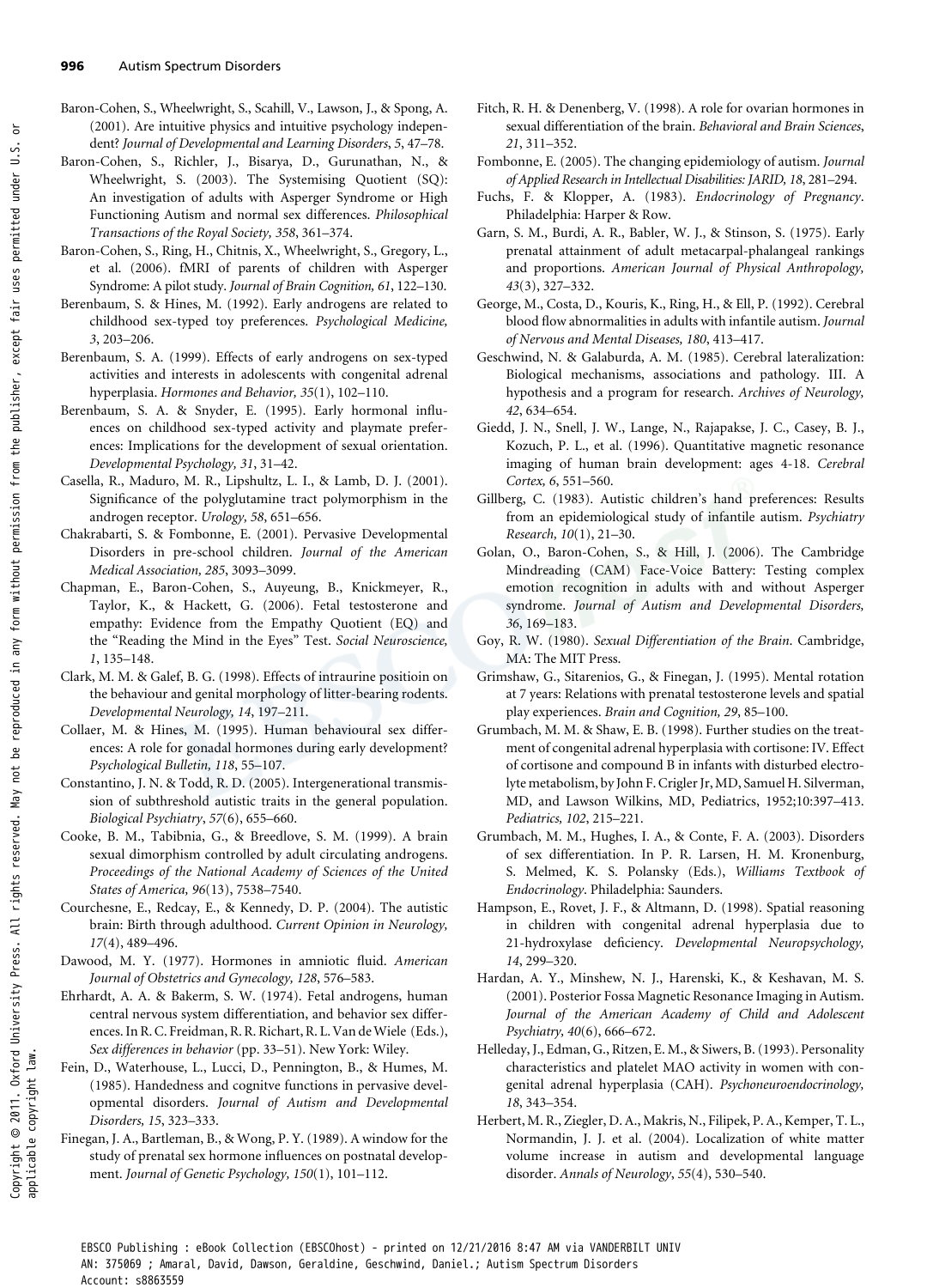Baron-Cohen, S., Wheelwright, S., Scahill, V., Lawson, J., & Spong, A. (2001). Are intuitive physics and intuitive psychology independent? *Journal of Developmental and Learning Disorders, 5*, 47–78.

Baron-Cohen, S., Richler, J., Bisarya, D., Gurunathan, N., & Wheelwright, S. (2003). The Systemising Quotient (SQ): An investigation of adults with Asperger Syndrome or High Functioning Autism and normal sex differences. *Philosophical Transactions of the Royal Society, 358*, 361–374.

Baron-Cohen, S., Ring, H., Chitnis, X., Wheelwright, S., Gregory, L., et al. (2006). fMRI of parents of children with Asperger Syndrome: A pilot study. *Journal of Brain Cognition, 61*, 122–130.

Berenbaum, S. & Hines, M. (1992). Early androgens are related to childhood sex-typed toy preferences. *Psychological Medicine, 3*, 203–206.

Berenbaum, S. A. (1999). Effects of early androgens on sex-typed activities and interests in adolescents with congenital adrenal hyperplasia. *Hormones and Behavior, 35*(1), 102–110.

Berenbaum, S. A. & Snyder, E. (1995). Early hormonal influences on childhood sex-typed activity and playmate preferences: Implications for the development of sexual orientation. *Developmental Psychology, 31*, 31–42.

Casella, R., Maduro, M. R., Lipshultz, L. I., & Lamb, D. J. (2001). Significance of the polyglutamine tract polymorphism in the androgen receptor. *Urology, 58*, 651–656.

Chakrabarti, S. & Fombonne, E. (2001). Pervasive Developmental Disorders in pre-school children. *Journal of the American Medical Association, 285*, 3093–3099.

Chapman, E., Baron-Cohen, S., Auyeung, B., Knickmeyer, R., Taylor, K., & Hackett, G. (2006). Fetal testosterone and empathy: Evidence from the Empathy Quotient (EQ) and the "Reading the Mind in the Eyes" Test. *Social Neuroscience, 1*, 135–148.

Clark, M. M. & Galef, B. G. (1998). Effects of intraurine positioin on the behaviour and genital morphology of litter-bearing rodents. *Developmental Neurology, 14*, 197–211.

Collaer, M. & Hines, M. (1995). Human behavioural sex differences: A role for gonadal hormones during early development? *Psychological Bulletin, 118*, 55–107.

Constantino, J. N. & Todd, R. D. (2005). Intergenerational transmission of subthreshold autistic traits in the general population. *Biological Psychiatry, 57*(6), 655–660.

Cooke, B. M., Tabibnia, G., & Breedlove, S. M. (1999). A brain sexual dimorphism controlled by adult circulating androgens. *Proceedings of the National Academy of Sciences of the United States of America, 96*(13), 7538–7540.

Courchesne, E., Redcay, E., & Kennedy, D. P. (2004). The autistic brain: Birth through adulthood. *Current Opinion in Neurology, 17*(4), 489–496.

Dawood, M. Y. (1977). Hormones in amniotic fluid. *American Journal of Obstetrics and Gynecology, 128*, 576–583.

Ehrhardt, A. A. & Bakerm, S. W. (1974). Fetal androgens, human central nervous system differentiation, and behavior sex differences. In R. C. Freidman, R. R. Richart, R. L. Van de Wiele (Eds.), *Sex differences in behavior* (pp. 33–51). New York: Wiley.

Fein, D., Waterhouse, L., Lucci, D., Pennington, B., & Humes, M. (1985). Handedness and cognitve functions in pervasive developmental disorders. *Journal of Autism and Developmental Disorders, 15*, 323–333.

Finegan, J. A., Bartleman, B., & Wong, P. Y. (1989). A window for the study of prenatal sex hormone influences on postnatal development. *Journal of Genetic Psychology, 150*(1), 101–112.

Fitch, R. H. & Denenberg, V. (1998). A role for ovarian hormones in sexual differentiation of the brain. *Behavioral and Brain Sciences, 21*, 311–352.

Fombonne, E. (2005). The changing epidemiology of autism. *Journal of Applied Research in Intellectual Disabilities: JARID, 18*, 281–294.

Fuchs, F. & Klopper, A. (1983). *Endocrinology of Pregnancy*. Philadelphia: Harper & Row.

Garn, S. M., Burdi, A. R., Babler, W. J., & Stinson, S. (1975). Early prenatal attainment of adult metacarpal-phalangeal rankings and proportions. *American Journal of Physical Anthropology, 43*(3), 327–332.

George, M., Costa, D., Kouris, K., Ring, H., & Ell, P. (1992). Cerebral blood flow abnormalities in adults with infantile autism. *Journal of Nervous and Mental Diseases, 180*, 413–417.

Geschwind, N. & Galaburda, A. M. (1985). Cerebral lateralization: Biological mechanisms, associations and pathology. III. A hypothesis and a program for research. *Archives of Neurology, 42*, 634–654.

Giedd, J. N., Snell, J. W., Lange, N., Rajapakse, J. C., Casey, B. J., Kozuch, P. L., et al. (1996). Quantitative magnetic resonance imaging of human brain development: ages 4-18. *Cerebral Cortex, 6*, 551–560.

Gillberg, C. (1983). Autistic children's hand preferences: Results from an epidemiological study of infantile autism. *Psychiatry Research, 10*(1), 21–30.

Golan, O., Baron-Cohen, S., & Hill, J. (2006). The Cambridge Mindreading (CAM) Face-Voice Battery: Testing complex emotion recognition in adults with and without Asperger syndrome. *Journal of Autism and Developmental Disorders, 36*, 169–183.

Goy, R. W. (1980). *Sexual Differentiation of the Brain*. Cambridge, MA: The MIT Press.

Grimshaw, G., Sitarenios, G., & Finegan, J. (1995). Mental rotation at 7 years: Relations with prenatal testosterone levels and spatial play experiences. *Brain and Cognition, 29*, 85–100.

Grumbach, M. M. & Shaw, E. B. (1998). Further studies on the treatment of congenital adrenal hyperplasia with cortisone: IV. Effect of cortisone and compound B in infants with disturbed electrolyte metabolism, by John F. Crigler Jr, MD, Samuel H. Silverman, MD, and Lawson Wilkins, MD, Pediatrics, 1952;10:397–413. *Pediatrics, 102*, 215–221.

Grumbach, M. M., Hughes, I. A., & Conte, F. A. (2003). Disorders of sex differentiation. In P. R. Larsen, H. M. Kronenburg, S. Melmed, K. S. Polansky (Eds.), *Williams Textbook of Endocrinology*. Philadelphia: Saunders.

Hampson, E., Rovet, J. F., & Altmann, D. (1998). Spatial reasoning in children with congenital adrenal hyperplasia due to 21-hydroxylase deficiency. *Developmental Neuropsychology, 14*, 299–320.

Hardan, A. Y., Minshew, N. J., Harenski, K., & Keshavan, M. S. (2001). Posterior Fossa Magnetic Resonance Imaging in Autism. *Journal of the American Academy of Child and Adolescent Psychiatry, 40*(6), 666–672.

Helleday, J., Edman, G., Ritzen, E. M., & Siwers, B. (1993). Personality characteristics and platelet MAO activity in women with congenital adrenal hyperplasia (CAH). *Psychoneuroendocrinology, 18*, 343–354.

Herbert, M. R., Ziegler, D. A., Makris, N., Filipek, P. A., Kemper, T. L., Normandin, J. J. et al. (2004). Localization of white matter volume increase in autism and developmental language disorder. *Annals of Neurology, 55*(4), 530–540.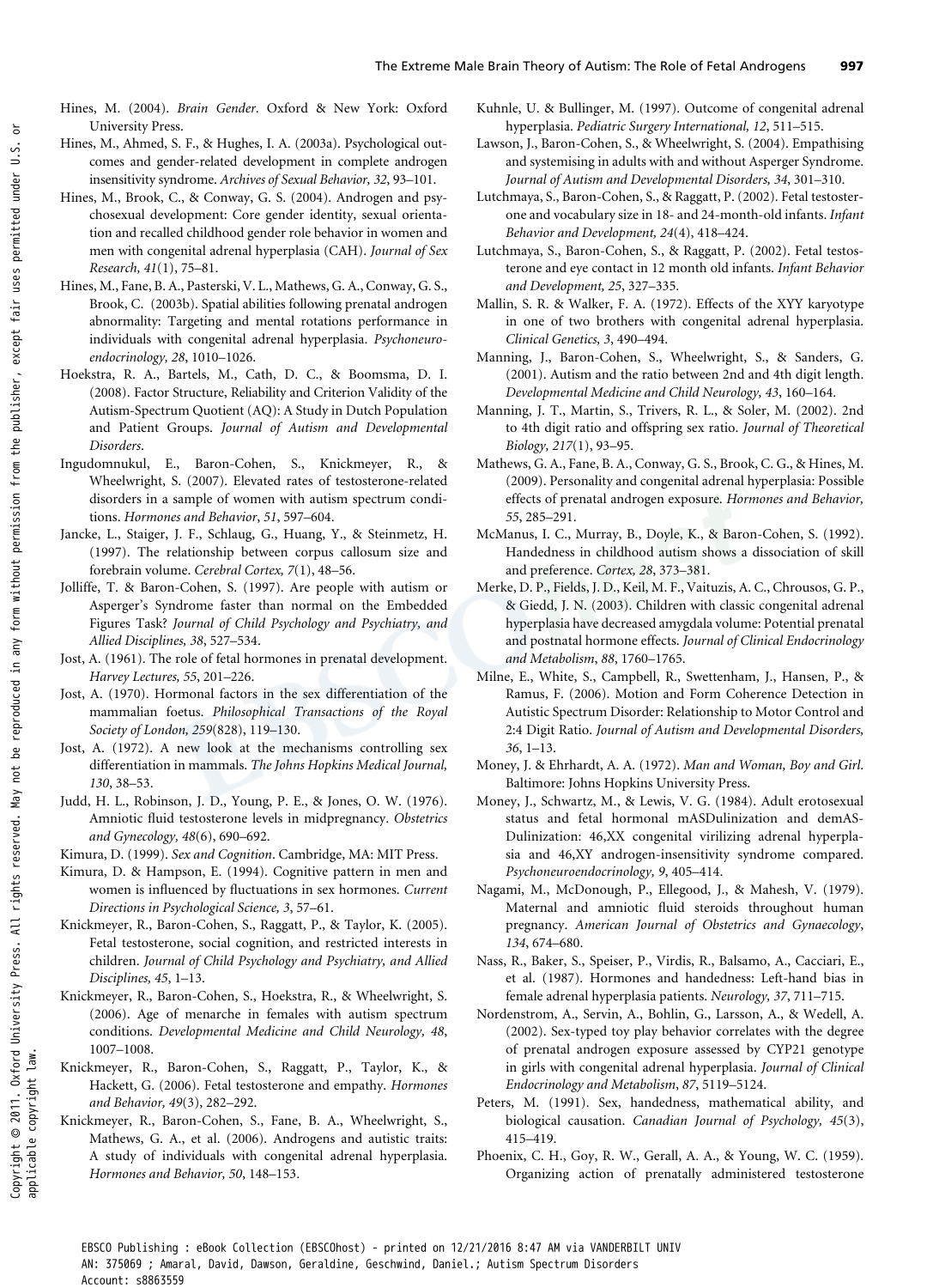Hines, M. (2004). *Brain Gender*. Oxford & New York: Oxford University Press.

Hines, M., Ahmed, S. F., & Hughes, I. A. (2003a). Psychological outcomes and gender-related development in complete androgen insensitivity syndrome. *Archives of Sexual Behavior, 32*, 93–101.

Hines, M., Brook, C., & Conway, G. S. (2004). Androgen and psychosexual development: Core gender identity, sexual orientation and recalled childhood gender role behavior in women and men with congenital adrenal hyperplasia (CAH). *Journal of Sex Research, 41*(1), 75–81.

Hines, M., Fane, B. A., Pasterski, V. L., Mathews, G. A., Conway, G. S., Brook, C. (2003b). Spatial abilities following prenatal androgen abnormality: Targeting and mental rotations performance in individuals with congenital adrenal hyperplasia. *Psychoneuroendocrinology, 28*, 1010–1026.

Hoekstra, R. A., Bartels, M., Cath, D. C., & Boomsma, D. I. (2008). Factor Structure, Reliability and Criterion Validity of the Autism-Spectrum Quotient (AQ): A Study in Dutch Population and Patient Groups. *Journal of Autism and Developmental Disorders*.

Ingudomnukul, E., Baron-Cohen, S., Knickmeyer, R., & Wheelwright, S. (2007). Elevated rates of testosterone-related disorders in a sample of women with autism spectrum conditions. *Hormones and Behavior*, *51*, 597–604.

Jancke, L., Staiger, J. F., Schlaug, G., Huang, Y., & Steinmetz, H. (1997). The relationship between corpus callosum size and forebrain volume. *Cerebral Cortex, 7*(1), 48–56.

Jolliffe, T. & Baron-Cohen, S. (1997). Are people with autism or Asperger's Syndrome faster than normal on the Embedded Figures Task? *Journal of Child Psychology and Psychiatry, and Allied Disciplines, 38*, 527–534.

Jost, A. (1961). The role of fetal hormones in prenatal development. *Harvey Lectures, 55*, 201–226.

Jost, A. (1970). Hormonal factors in the sex differentiation of the mammalian foetus. *Philosophical Transactions of the Royal Society of London, 259*(828), 119–130.

Jost, A. (1972). A new look at the mechanisms controlling sex differentiation in mammals. *The Johns Hopkins Medical Journal, 130*, 38–53.

Judd, H. L., Robinson, J. D., Young, P. E., & Jones, O. W. (1976). Amniotic fluid testosterone levels in midpregnancy. *Obstetrics and Gynecology, 48*(6), 690–692.

Kimura, D. (1999). *Sex and Cognition*. Cambridge, MA: MIT Press.

Kimura, D. & Hampson, E. (1994). Cognitive pattern in men and women is influenced by fluctuations in sex hormones. *Current Directions in Psychological Science, 3*, 57–61.

Knickmeyer, R., Baron-Cohen, S., Raggatt, P., & Taylor, K. (2005). Fetal testosterone, social cognition, and restricted interests in children. *Journal of Child Psychology and Psychiatry, and Allied Disciplines, 45*, 1–13.

Knickmeyer, R., Baron-Cohen, S., Hoekstra, R., & Wheelwright, S. (2006). Age of menarche in females with autism spectrum conditions. *Developmental Medicine and Child Neurology, 48*, 1007–1008.

Knickmeyer, R., Baron-Cohen, S., Raggatt, P., Taylor, K., & Hackett, G. (2006). Fetal testosterone and empathy. *Hormones and Behavior, 49*(3), 282–292.

Knickmeyer, R., Baron-Cohen, S., Fane, B. A., Wheelwright, S., Mathews, G. A., et al. (2006). Androgens and autistic traits: A study of individuals with congenital adrenal hyperplasia. *Hormones and Behavior, 50*, 148–153.

Kuhnle, U. & Bullinger, M. (1997). Outcome of congenital adrenal hyperplasia. *Pediatric Surgery International, 12*, 511–515.

Lawson, J., Baron-Cohen, S., & Wheelwright, S. (2004). Empathising and systemising in adults with and without Asperger Syndrome. *Journal of Autism and Developmental Disorders, 34*, 301–310.

Lutchmaya, S., Baron-Cohen, S., & Raggatt, P. (2002). Fetal testosterone and vocabulary size in 18- and 24-month-old infants. *Infant Behavior and Development, 24*(4), 418–424.

Lutchmaya, S., Baron-Cohen, S., & Raggatt, P. (2002). Fetal testosterone and eye contact in 12 month old infants. *Infant Behavior and Development, 25*, 327–335.

Mallin, S. R. & Walker, F. A. (1972). Effects of the XYY karyotype in one of two brothers with congenital adrenal hyperplasia. *Clinical Genetics, 3*, 490–494.

Manning, J., Baron-Cohen, S., Wheelwright, S., & Sanders, G. (2001). Autism and the ratio between 2nd and 4th digit length. *Developmental Medicine and Child Neurology, 43*, 160–164.

Manning, J. T., Martin, S., Trivers, R. L., & Soler, M. (2002). 2nd to 4th digit ratio and offspring sex ratio. *Journal of Theoretical Biology, 217*(1), 93–95.

Mathews, G. A., Fane, B. A., Conway, G. S., Brook, C. G., & Hines, M. (2009). Personality and congenital adrenal hyperplasia: Possible effects of prenatal androgen exposure. *Hormones and Behavior, 55*, 285–291.

McManus, I. C., Murray, B., Doyle, K., & Baron-Cohen, S. (1992). Handedness in childhood autism shows a dissociation of skill and preference. *Cortex, 28*, 373–381.

Merke, D. P., Fields, J. D., Keil, M. F., Vaituzis, A. C., Chrousos, G. P., & Giedd, J. N. (2003). Children with classic congenital adrenal hyperplasia have decreased amygdala volume: Potential prenatal and postnatal hormone effects. *Journal of Clinical Endocrinology and Metabolism, 88*, 1760–1765.

Milne, E., White, S., Campbell, R., Swettenham, J., Hansen, P., & Ramus, F. (2006). Motion and Form Coherence Detection in Autistic Spectrum Disorder: Relationship to Motor Control and 2:4 Digit Ratio. *Journal of Autism and Developmental Disorders, 36*, 1–13.

Money, J. & Ehrhardt, A. A. (1972). *Man and Woman, Boy and Girl*. Baltimore: Johns Hopkins University Press.

Money, J., Schwartz, M., & Lewis, V. G. (1984). Adult erotosexual status and fetal hormonal mASDulinization and demASDulinization: 46,XX congenital virilizing adrenal hyperplasia and 46,XY androgen-insensitivity syndrome compared. *Psychoneuroendocrinology, 9*, 405–414.

Nagami, M., McDonough, P., Ellegood, J., & Mahesh, V. (1979). Maternal and amniotic fluid steroids throughout human pregnancy. *American Journal of Obstetrics and Gynaecology*, *134*, 674–680.

Nass, R., Baker, S., Speiser, P., Virdis, R., Balsamo, A., Cacciari, E., et al. (1987). Hormones and handedness: Left-hand bias in female adrenal hyperplasia patients. *Neurology, 37*, 711–715.

Nordenstrom, A., Servin, A., Bohlin, G., Larsson, A., & Wedell, A. (2002). Sex-typed toy play behavior correlates with the degree of prenatal androgen exposure assessed by CYP21 genotype in girls with congenital adrenal hyperplasia. *Journal of Clinical Endocrinology and Metabolism*, *87*, 5119–5124.

Peters, M. (1991). Sex, handedness, mathematical ability, and biological causation. *Canadian Journal of Psychology, 45*(3), 415–419.

Phoenix, C. H., Goy, R. W., Gerall, A. A., & Young, W. C. (1959). Organizing action of prenatally administered testosterone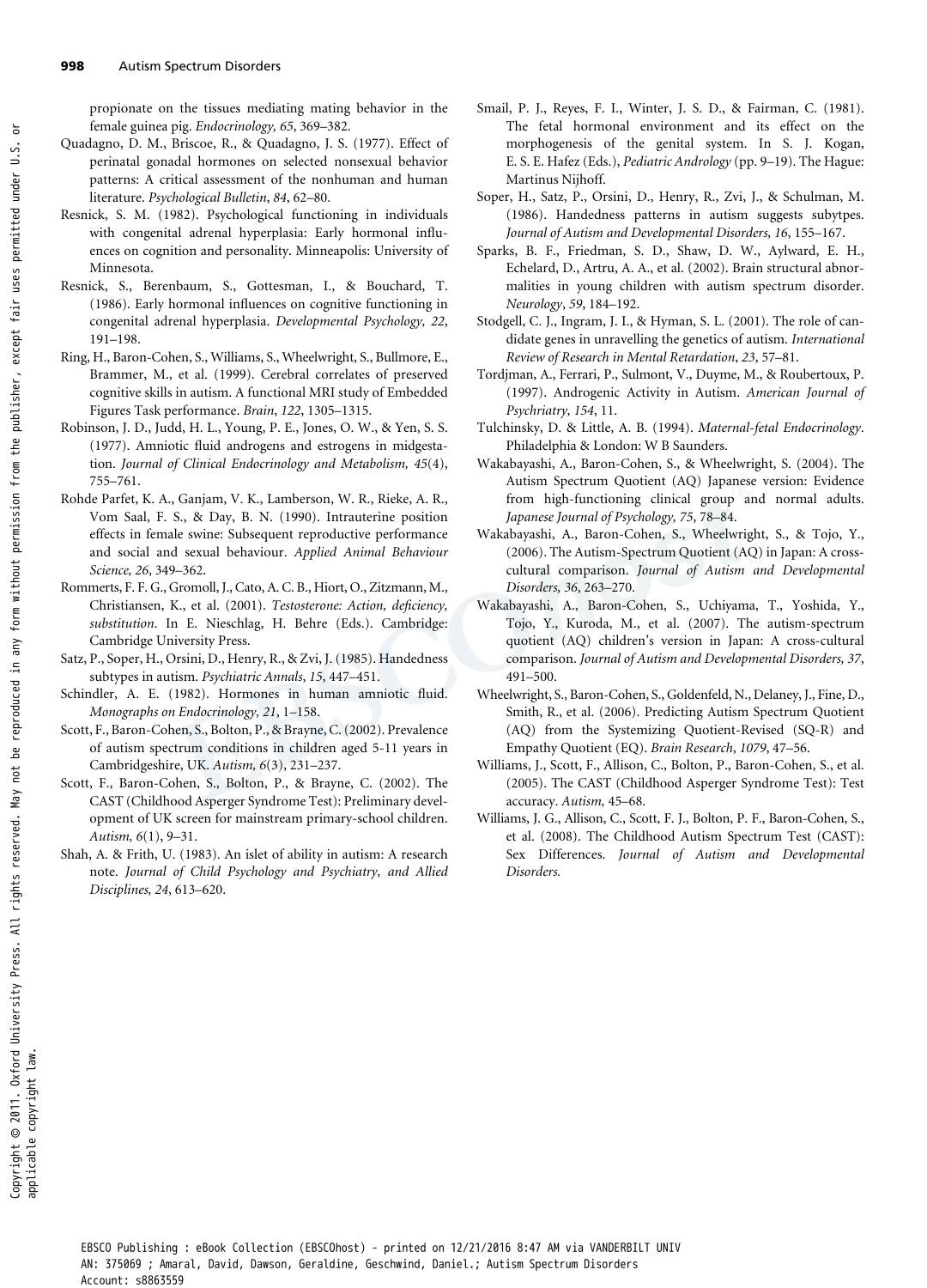propionate on the tissues mediating mating behavior in the female guinea pig. *Endocrinology, 65*, 369–382.

Quadagno, D. M., Briscoe, R., & Quadagno, J. S. (1977). Effect of perinatal gonadal hormones on selected nonsexual behavior patterns: A critical assessment of the nonhuman and human literature. *Psychological Bulletin, 84*, 62–80.

Resnick, S. M. (1982). Psychological functioning in individuals with congenital adrenal hyperplasia: Early hormonal influences on cognition and personality. Minneapolis: University of Minnesota.

Resnick, S., Berenbaum, S., Gottesman, I., & Bouchard, T. (1986). Early hormonal influences on cognitive functioning in congenital adrenal hyperplasia. *Developmental Psychology, 22*, 191–198.

Ring, H., Baron-Cohen, S., Williams, S., Wheelwright, S., Bullmore, E., Brammer, M., et al. (1999). Cerebral correlates of preserved cognitive skills in autism. A functional MRI study of Embedded Figures Task performance. *Brain, 122*, 1305–1315.

Robinson, J. D., Judd, H. L., Young, P. E., Jones, O. W., & Yen, S. S. (1977). Amniotic fluid androgens and estrogens in midgestation. *Journal of Clinical Endocrinology and Metabolism, 45*(4), 755–761.

Rohde Parfet, K. A., Ganjam, V. K., Lamberson, W. R., Rieke, A. R., Vom Saal, F. S., & Day, B. N. (1990). Intrauterine position effects in female swine: Subsequent reproductive performance and social and sexual behaviour. *Applied Animal Behaviour Science, 26*, 349–362.

Rommerts, F. F. G., Gromoll, J., Cato, A. C. B., Hiort, O., Zitzmann, M., Christiansen, K., et al. (2001). *Testosterone: Action, deficiency, substitution*. In E. Nieschlag, H. Behre (Eds.). Cambridge: Cambridge University Press.

Satz, P., Soper, H., Orsini, D., Henry, R., & Zvi, J. (1985). Handedness subtypes in autism. *Psychiatric Annals, 15*, 447–451.

Schindler, A. E. (1982). Hormones in human amniotic fluid. *Monographs on Endocrinology, 21*, 1–158.

Scott, F., Baron-Cohen, S., Bolton, P., & Brayne, C. (2002). Prevalence of autism spectrum conditions in children aged 5-11 years in Cambridgeshire, UK. *Autism, 6*(3), 231–237.

Scott, F., Baron-Cohen, S., Bolton, P., & Brayne, C. (2002). The CAST (Childhood Asperger Syndrome Test): Preliminary development of UK screen for mainstream primary-school children. *Autism, 6*(1), 9–31.

Shah, A. & Frith, U. (1983). An islet of ability in autism: A research note. *Journal of Child Psychology and Psychiatry, and Allied Disciplines, 24*, 613–620.

Smail, P. J., Reyes, F. I., Winter, J. S. D., & Fairman, C. (1981). The fetal hormonal environment and its effect on the morphogenesis of the genital system. In S. J. Kogan, E. S. E. Hafez (Eds.), *Pediatric Andrology* (pp. 9–19). The Hague: Martinus Nijhoff.

Soper, H., Satz, P., Orsini, D., Henry, R., Zvi, J., & Schulman, M. (1986). Handedness patterns in autism suggests subytpes. *Journal of Autism and Developmental Disorders, 16*, 155–167.

Sparks, B. F., Friedman, S. D., Shaw, D. W., Aylward, E. H., Echelard, D., Artru, A. A., et al. (2002). Brain structural abnormalities in young children with autism spectrum disorder. *Neurology, 59*, 184–192.

Stodgell, C. J., Ingram, J. I., & Hyman, S. L. (2001). The role of candidate genes in unravelling the genetics of autism. *International Review of Research in Mental Retardation, 23*, 57–81.

Tordjman, A., Ferrari, P., Sulmont, V., Duyme, M., & Roubertoux, P. (1997). Androgenic Activity in Autism. *American Journal of Psychiatry, 154*, 11.

Tulchinsky, D. & Little, A. B. (1994). *Maternal-fetal Endocrinology*. Philadelphia & London: W B Saunders.

Wakabayashi, A., Baron-Cohen, S., & Wheelwright, S. (2004). The Autism Spectrum Quotient (AQ) Japanese version: Evidence from high-functioning clinical group and normal adults. *Japanese Journal of Psychology, 75*, 78–84.

Wakabayashi, A., Baron-Cohen, S., Wheelwright, S., & Tojo, Y., (2006). The Autism-Spectrum Quotient (AQ) in Japan: A cross-cultural comparison. *Journal of Autism and Developmental Disorders, 36*, 263–270.

Wakabayashi, A., Baron-Cohen, S., Uchiyama, T., Yoshida, Y., Tojo, Y., Kuroda, M., et al. (2007). The autism-spectrum quotient (AQ) children's version in Japan: A cross-cultural comparison. *Journal of Autism and Developmental Disorders, 37*, 491–500.

Wheelwright, S., Baron-Cohen, S., Goldenfeld, N., Delaney, J., Fine, D., Smith, R., et al. (2006). Predicting Autism Spectrum Quotient (AQ) from the Systemizing Quotient-Revised (SQ-R) and Empathy Quotient (EQ). *Brain Research, 1079*, 47–56.

Williams, J., Scott, F., Allison, C., Bolton, P., Baron-Cohen, S., et al. (2005). The CAST (Childhood Asperger Syndrome Test): Test accuracy. *Autism*, 45–68.

Williams, J. G., Allison, C., Scott, F. J., Bolton, P. F., Baron-Cohen, S., et al. (2008). The Childhood Autism Spectrum Test (CAST): Sex Differences. *Journal of Autism and Developmental Disorders.*